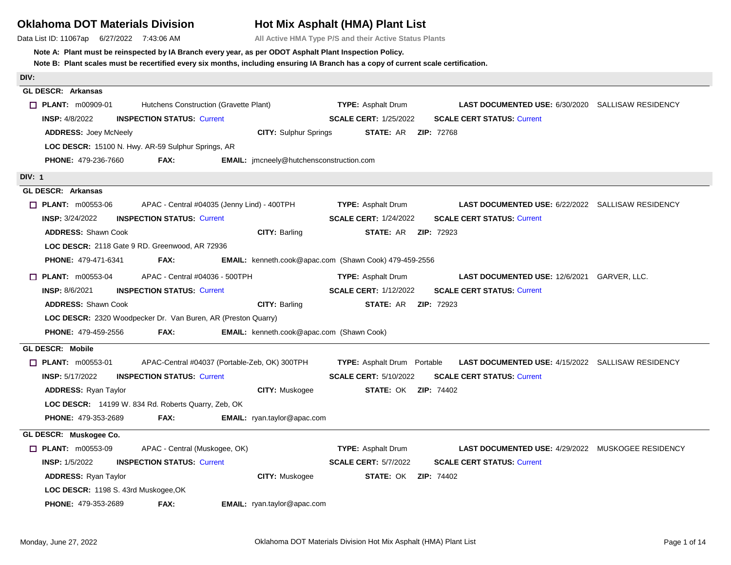# Oklahoma DOT Materials Division

# Hot Mix Asphalt (HMA) Plant List

Data List ID: 11067ap 6/27/2022 7:43:06 AM

**All Active HMA Type P/S and their Active Status Plants**

**Note A: Plant must be reinspected by IA Branch every year, as per ODOT Asphalt Plant Inspection Policy.**

**Note B: Plant scales must be recertified every six months, including ensuring IA Branch has a copy of current scale certification.**

## DIV:

### GL DESCR: Arkansas

☐ **PLANT:** m00909-01 Hutchens Construction (Gravette Plant) **TYPE:** Asphalt Drum **LAST DOCUMENTED USE:** 6/30/2020 SALLISAW RESIDENCY

**INSP:** 4/8/2022 **INSPECTION STATUS:** Current **SCALE CERT:** 1/25/2022 **SCALE CERT STATUS:** Current

**ADDRESS:** Joey McNeely **CITY:** Sulphur Springs **STATE:** AR **ZIP:** 72768

**LOC DESCR:** 15100 N. Hwy. AR-59 Sulphur Springs, AR

**PHONE:** 479-236-7660 **FAX:** **EMAIL:** jmcneely@hutchensconstruction.com

## DIV: 1

### GL DESCR: Arkansas

☐ **PLANT:** m00553-06 APAC - Central #04035 (Jenny Lind) - 400TPH **TYPE:** Asphalt Drum **LAST DOCUMENTED USE:** 6/22/2022 SALLISAW RESIDENCY

**INSP:** 3/24/2022 **INSPECTION STATUS:** Current **SCALE CERT:** 1/24/2022 **SCALE CERT STATUS:** Current

**ADDRESS:** Shawn Cook **CITY:** Barling **STATE:** AR **ZIP:** 72923

**LOC DESCR:** 2118 Gate 9 RD. Greenwood, AR 72936

**PHONE:** 479-471-6341 **FAX:** **EMAIL:** kenneth.cook@apac.com (Shawn Cook) 479-459-2556

☐ **PLANT:** m00553-04 APAC - Central #04036 - 500TPH **TYPE:** Asphalt Drum **LAST DOCUMENTED USE:** 12/6/2021 GARVER, LLC.

**INSP:** 8/6/2021 **INSPECTION STATUS:** Current **SCALE CERT:** 1/12/2022 **SCALE CERT STATUS:** Current

**ADDRESS:** Shawn Cook **CITY:** Barling **STATE:** AR **ZIP:** 72923

**LOC DESCR:** 2320 Woodpecker Dr. Van Buren, AR (Preston Quarry)

**PHONE:** 479-459-2556 **FAX:** **EMAIL:** kenneth.cook@apac.com (Shawn Cook)

### GL DESCR: Mobile

☐ **PLANT:** m00553-01 APAC-Central #04037 (Portable-Zeb, OK) 300TPH **TYPE:** Asphalt Drum Portable **LAST DOCUMENTED USE:** 4/15/2022 SALLISAW RESIDENCY

**INSP:** 5/17/2022 **INSPECTION STATUS:** Current **SCALE CERT:** 5/10/2022 **SCALE CERT STATUS:** Current

**ADDRESS:** Ryan Taylor **CITY:** Muskogee **STATE:** OK **ZIP:** 74402

**LOC DESCR:** 14199 W. 834 Rd. Roberts Quarry, Zeb, OK

**PHONE:** 479-353-2689 **FAX:** **EMAIL:** ryan.taylor@apac.com

### GL DESCR: Muskogee Co.

☐ **PLANT:** m00553-09 APAC - Central (Muskogee, OK) **TYPE:** Asphalt Drum **LAST DOCUMENTED USE:** 4/29/2022 MUSKOGEE RESIDENCY

**INSP:** 1/5/2022 **INSPECTION STATUS:** Current **SCALE CERT:** 5/7/2022 **SCALE CERT STATUS:** Current

**ADDRESS:** Ryan Taylor **CITY:** Muskogee **STATE:** OK **ZIP:** 74402

**LOC DESCR:** 1198 S. 43rd Muskogee,OK

**PHONE:** 479-353-2689 **FAX:** **EMAIL:** ryan.taylor@apac.com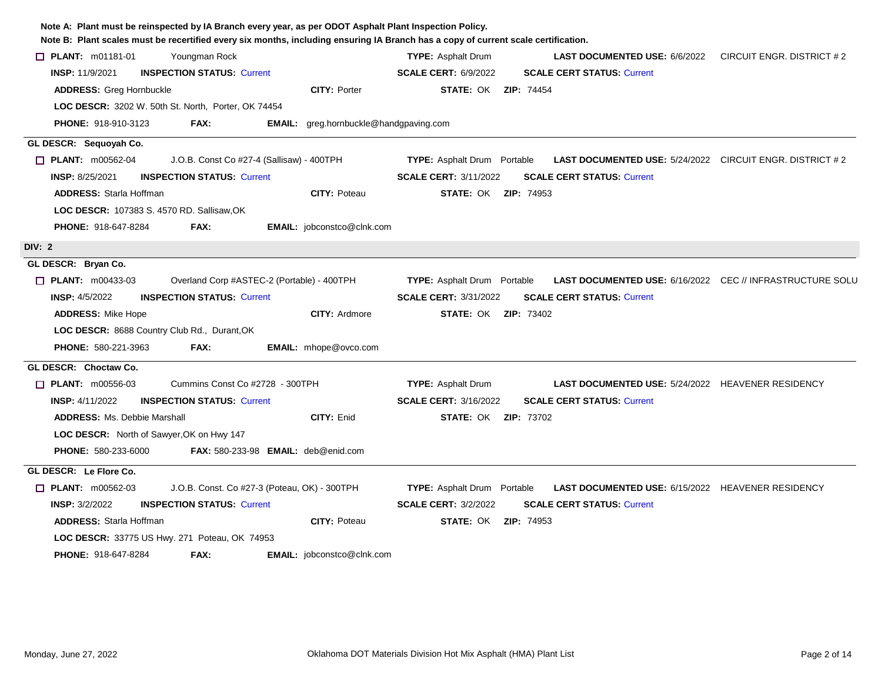**Note A: Plant must be reinspected by IA Branch every year, as per ODOT Asphalt Plant Inspection Policy.**

**Note B: Plant scales must be recertified every six months, including ensuring IA Branch has a copy of current scale certification.**

☐ **PLANT:** m01181-01 Youngman Rock **TYPE:** Asphalt Drum **LAST DOCUMENTED USE:** 6/6/2022 CIRCUIT ENGR. DISTRICT # 2

**INSP:** 11/9/2021 **INSPECTION STATUS:** Current **SCALE CERT:** 6/9/2022 **SCALE CERT STATUS:** Current

**ADDRESS:** Greg Hornbuckle **CITY:** Porter **STATE:** OK **ZIP:** 74454

**LOC DESCR:** 3202 W. 50th St. North, Porter, OK 74454

**PHONE:** 918-910-3123 **FAX:** **EMAIL:** greg.hornbuckle@handgpaving.com

---

**GL DESCR: Sequoyah Co.**

☐ **PLANT:** m00562-04 J.O.B. Const Co #27-4 (Sallisaw) - 400TPH **TYPE:** Asphalt Drum Portable **LAST DOCUMENTED USE:** 5/24/2022 CIRCUIT ENGR. DISTRICT # 2

**INSP:** 8/25/2021 **INSPECTION STATUS:** Current **SCALE CERT:** 3/11/2022 **SCALE CERT STATUS:** Current

**ADDRESS:** Starla Hoffman **CITY:** Poteau **STATE:** OK **ZIP:** 74953

**LOC DESCR:** 107383 S. 4570 RD. Sallisaw,OK

**PHONE:** 918-647-8284 **FAX:** **EMAIL:** jobconstco@clnk.com

## DIV: 2

**GL DESCR: Bryan Co.**

☐ **PLANT:** m00433-03 Overland Corp #ASTEC-2 (Portable) - 400TPH **TYPE:** Asphalt Drum Portable **LAST DOCUMENTED USE:** 6/16/2022 CEC // INFRASTRUCTURE SOLU

**INSP:** 4/5/2022 **INSPECTION STATUS:** Current **SCALE CERT:** 3/31/2022 **SCALE CERT STATUS:** Current

**ADDRESS:** Mike Hope **CITY:** Ardmore **STATE:** OK **ZIP:** 73402

**LOC DESCR:** 8688 Country Club Rd., Durant,OK

**PHONE:** 580-221-3963 **FAX:** **EMAIL:** mhope@ovco.com

---

**GL DESCR: Choctaw Co.**

☐ **PLANT:** m00556-03 Cummins Const Co #2728 - 300TPH **TYPE:** Asphalt Drum **LAST DOCUMENTED USE:** 5/24/2022 HEAVENER RESIDENCY

**INSP:** 4/11/2022 **INSPECTION STATUS:** Current **SCALE CERT:** 3/16/2022 **SCALE CERT STATUS:** Current

**ADDRESS:** Ms. Debbie Marshall **CITY:** Enid **STATE:** OK **ZIP:** 73702

**LOC DESCR:** North of Sawyer,OK on Hwy 147

**PHONE:** 580-233-6000 **FAX:** 580-233-98 **EMAIL:** deb@enid.com

---

**GL DESCR: Le Flore Co.**

☐ **PLANT:** m00562-03 J.O.B. Const. Co #27-3 (Poteau, OK) - 300TPH **TYPE:** Asphalt Drum Portable **LAST DOCUMENTED USE:** 6/15/2022 HEAVENER RESIDENCY

**INSP:** 3/2/2022 **INSPECTION STATUS:** Current **SCALE CERT:** 3/2/2022 **SCALE CERT STATUS:** Current

**ADDRESS:** Starla Hoffman **CITY:** Poteau **STATE:** OK **ZIP:** 74953

**LOC DESCR:** 33775 US Hwy. 271 Poteau, OK 74953

**PHONE:** 918-647-8284 **FAX:** **EMAIL:** jobconstco@clnk.com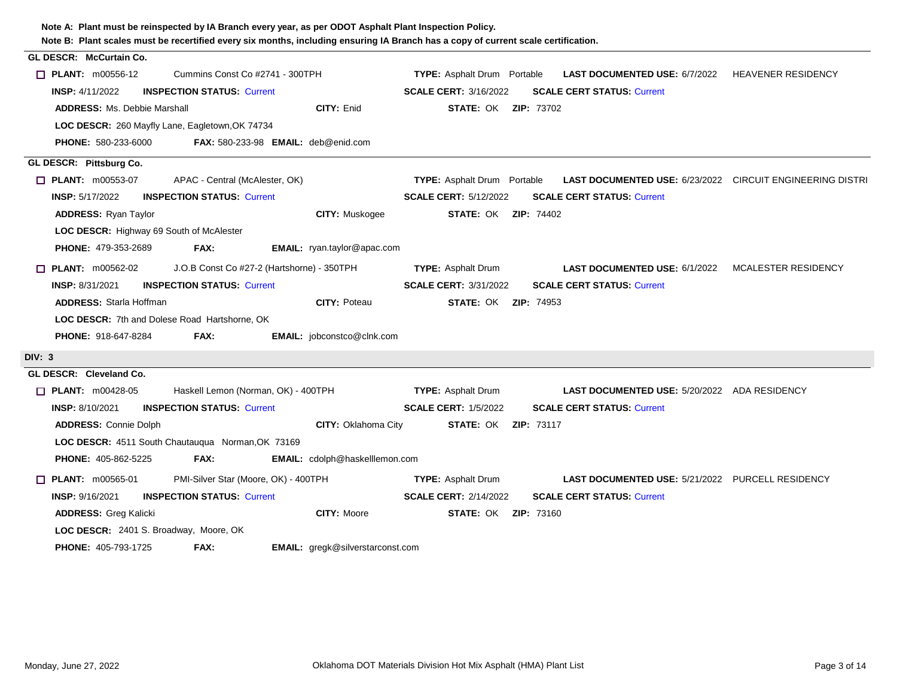**Note A: Plant must be reinspected by IA Branch every year, as per ODOT Asphalt Plant Inspection Policy.**

**Note B: Plant scales must be recertified every six months, including ensuring IA Branch has a copy of current scale certification.**

**GL DESCR: McCurtain Co.**

☐ **PLANT:** m00556-12 Cummins Const Co #2741 - 300TPH **TYPE:** Asphalt Drum Portable **LAST DOCUMENTED USE:** 6/7/2022 HEAVENER RESIDENCY

**INSP:** 4/11/2022 **INSPECTION STATUS:** Current **SCALE CERT:** 3/16/2022 **SCALE CERT STATUS:** Current

**ADDRESS:** Ms. Debbie Marshall **CITY:** Enid **STATE:** OK **ZIP:** 73702

**LOC DESCR:** 260 Mayfly Lane, Eagletown,OK 74734

**PHONE:** 580-233-6000 **FAX:** 580-233-98 **EMAIL:** deb@enid.com

**GL DESCR: Pittsburg Co.**

☐ **PLANT:** m00553-07 APAC - Central (McAlester, OK) **TYPE:** Asphalt Drum Portable **LAST DOCUMENTED USE:** 6/23/2022 CIRCUIT ENGINEERING DISTRI

**INSP:** 5/17/2022 **INSPECTION STATUS:** Current **SCALE CERT:** 5/12/2022 **SCALE CERT STATUS:** Current

**ADDRESS:** Ryan Taylor **CITY:** Muskogee **STATE:** OK **ZIP:** 74402

**LOC DESCR:** Highway 69 South of McAlester

**PHONE:** 479-353-2689 **FAX:** **EMAIL:** ryan.taylor@apac.com

☐ **PLANT:** m00562-02 J.O.B Const Co #27-2 (Hartshorne) - 350TPH **TYPE:** Asphalt Drum **LAST DOCUMENTED USE:** 6/1/2022 MCALESTER RESIDENCY

**INSP:** 8/31/2021 **INSPECTION STATUS:** Current **SCALE CERT:** 3/31/2022 **SCALE CERT STATUS:** Current

**ADDRESS:** Starla Hoffman **CITY:** Poteau **STATE:** OK **ZIP:** 74953

**LOC DESCR:** 7th and Dolese Road Hartshorne, OK

**PHONE:** 918-647-8284 **FAX:** **EMAIL:** jobconstco@clnk.com

## DIV: 3

**GL DESCR: Cleveland Co.**

☐ **PLANT:** m00428-05 Haskell Lemon (Norman, OK) - 400TPH **TYPE:** Asphalt Drum **LAST DOCUMENTED USE:** 5/20/2022 ADA RESIDENCY

**INSP:** 8/10/2021 **INSPECTION STATUS:** Current **SCALE CERT:** 1/5/2022 **SCALE CERT STATUS:** Current

**ADDRESS:** Connie Dolph **CITY:** Oklahoma City **STATE:** OK **ZIP:** 73117

**LOC DESCR:** 4511 South Chautauqua Norman,OK 73169

**PHONE:** 405-862-5225 **FAX:** **EMAIL:** cdolph@haskelllemon.com

☐ **PLANT:** m00565-01 PMI-Silver Star (Moore, OK) - 400TPH **TYPE:** Asphalt Drum **LAST DOCUMENTED USE:** 5/21/2022 PURCELL RESIDENCY

**INSP:** 9/16/2021 **INSPECTION STATUS:** Current **SCALE CERT:** 2/14/2022 **SCALE CERT STATUS:** Current

**ADDRESS:** Greg Kalicki **CITY:** Moore **STATE:** OK **ZIP:** 73160

**LOC DESCR:** 2401 S. Broadway, Moore, OK

**PHONE:** 405-793-1725 **FAX:** **EMAIL:** gregk@silverstarconst.com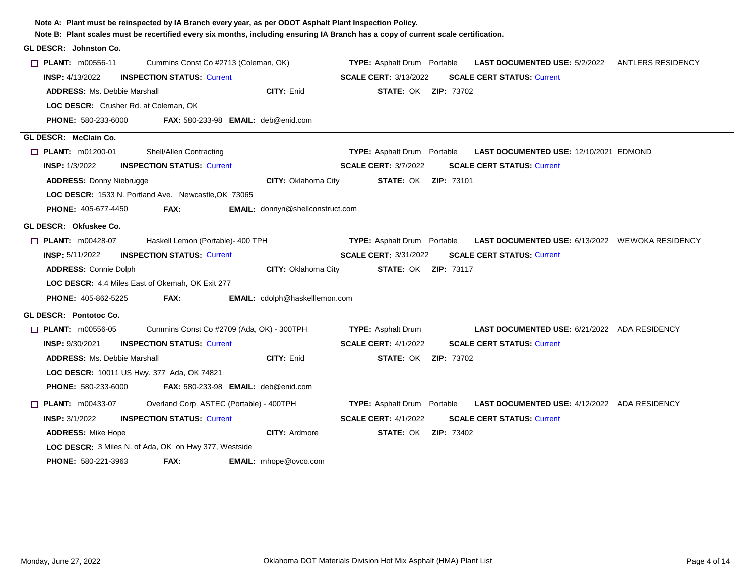**Note A: Plant must be reinspected by IA Branch every year, as per ODOT Asphalt Plant Inspection Policy.**

**Note B: Plant scales must be recertified every six months, including ensuring IA Branch has a copy of current scale certification.**

---

**GL DESCR: Johnston Co.**

☐ **PLANT:** m00556-11 Cummins Const Co #2713 (Coleman, OK) **TYPE:** Asphalt Drum Portable **LAST DOCUMENTED USE:** 5/2/2022 ANTLERS RESIDENCY

**INSP:** 4/13/2022 **INSPECTION STATUS:** Current **SCALE CERT:** 3/13/2022 **SCALE CERT STATUS:** Current

**ADDRESS:** Ms. Debbie Marshall **CITY:** Enid **STATE:** OK **ZIP:** 73702

**LOC DESCR:** Crusher Rd. at Coleman, OK

**PHONE:** 580-233-6000 **FAX:** 580-233-98 **EMAIL:** deb@enid.com

---

**GL DESCR: McClain Co.**

☐ **PLANT:** m01200-01 Shell/Allen Contracting **TYPE:** Asphalt Drum Portable **LAST DOCUMENTED USE:** 12/10/2021 EDMOND

**INSP:** 1/3/2022 **INSPECTION STATUS:** Current **SCALE CERT:** 3/7/2022 **SCALE CERT STATUS:** Current

**ADDRESS:** Donny Niebrugge **CITY:** Oklahoma City **STATE:** OK **ZIP:** 73101

**LOC DESCR:** 1533 N. Portland Ave. Newcastle,OK 73065

**PHONE:** 405-677-4450 **FAX:** **EMAIL:** donnyn@shellconstruct.com

---

**GL DESCR: Okfuskee Co.**

☐ **PLANT:** m00428-07 Haskell Lemon (Portable)- 400 TPH **TYPE:** Asphalt Drum Portable **LAST DOCUMENTED USE:** 6/13/2022 WEWOKA RESIDENCY

**INSP:** 5/11/2022 **INSPECTION STATUS:** Current **SCALE CERT:** 3/31/2022 **SCALE CERT STATUS:** Current

**ADDRESS:** Connie Dolph **CITY:** Oklahoma City **STATE:** OK **ZIP:** 73117

**LOC DESCR:** 4.4 Miles East of Okemah, OK Exit 277

**PHONE:** 405-862-5225 **FAX:** **EMAIL:** cdolph@haskelllemon.com

---

**GL DESCR: Pontotoc Co.**

☐ **PLANT:** m00556-05 Cummins Const Co #2709 (Ada, OK) - 300TPH **TYPE:** Asphalt Drum **LAST DOCUMENTED USE:** 6/21/2022 ADA RESIDENCY

**INSP:** 9/30/2021 **INSPECTION STATUS:** Current **SCALE CERT:** 4/1/2022 **SCALE CERT STATUS:** Current

**ADDRESS:** Ms. Debbie Marshall **CITY:** Enid **STATE:** OK **ZIP:** 73702

**LOC DESCR:** 10011 US Hwy. 377 Ada, OK 74821

**PHONE:** 580-233-6000 **FAX:** 580-233-98 **EMAIL:** deb@enid.com

☐ **PLANT:** m00433-07 Overland Corp ASTEC (Portable) - 400TPH **TYPE:** Asphalt Drum Portable **LAST DOCUMENTED USE:** 4/12/2022 ADA RESIDENCY

**INSP:** 3/1/2022 **INSPECTION STATUS:** Current **SCALE CERT:** 4/1/2022 **SCALE CERT STATUS:** Current

**ADDRESS:** Mike Hope **CITY:** Ardmore **STATE:** OK **ZIP:** 73402

**LOC DESCR:** 3 Miles N. of Ada, OK on Hwy 377, Westside

**PHONE:** 580-221-3963 **FAX:** **EMAIL:** mhope@ovco.com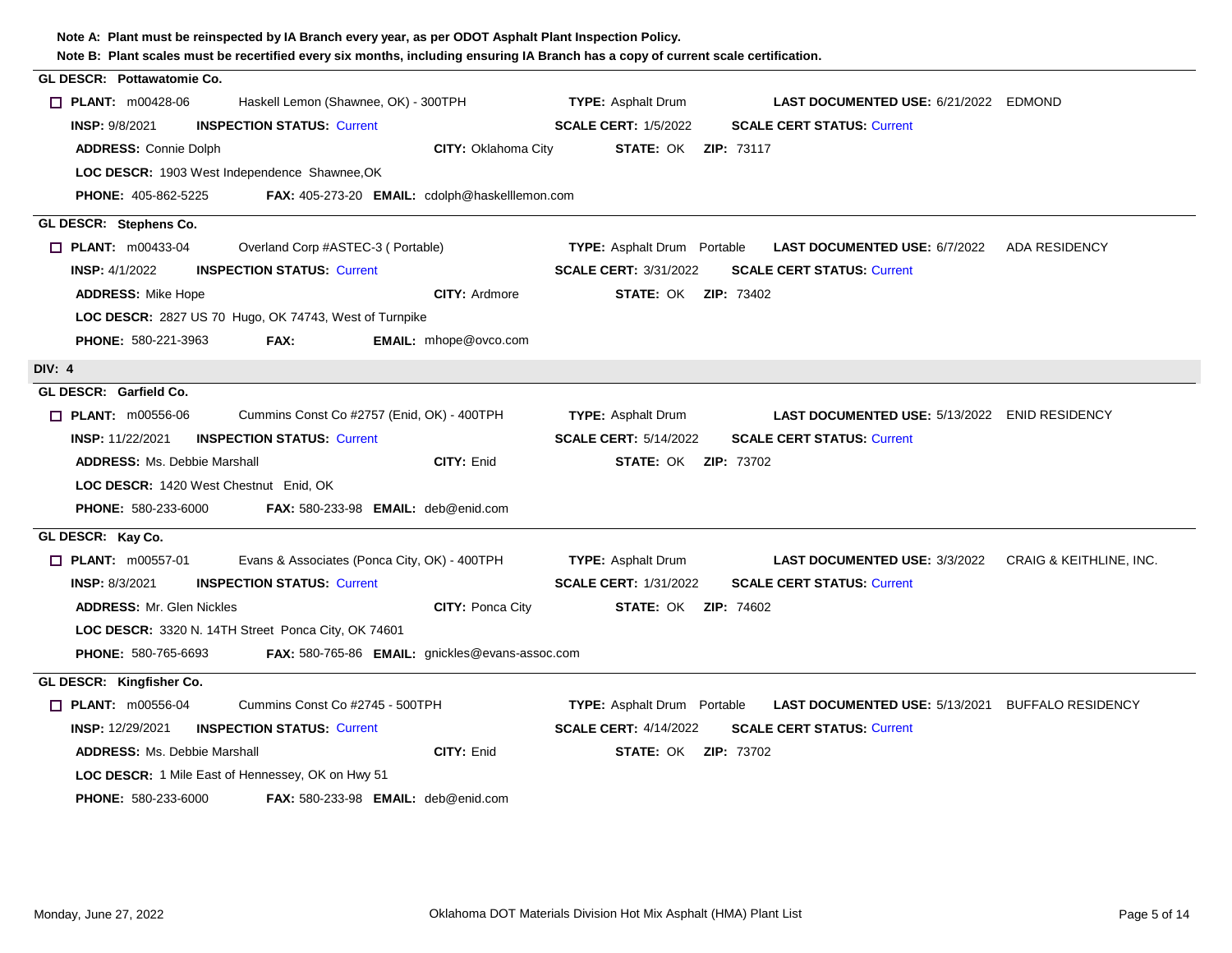**Note A: Plant must be reinspected by IA Branch every year, as per ODOT Asphalt Plant Inspection Policy.**

**Note B: Plant scales must be recertified every six months, including ensuring IA Branch has a copy of current scale certification.**

---

**GL DESCR: Pottawatomie Co.**

☐ **PLANT:** m00428-06 Haskell Lemon (Shawnee, OK) - 300TPH **TYPE:** Asphalt Drum **LAST DOCUMENTED USE:** 6/21/2022 EDMOND

**INSP:** 9/8/2021 **INSPECTION STATUS:** Current **SCALE CERT:** 1/5/2022 **SCALE CERT STATUS:** Current

**ADDRESS:** Connie Dolph **CITY:** Oklahoma City **STATE:** OK **ZIP:** 73117

**LOC DESCR:** 1903 West Independence Shawnee,OK

**PHONE:** 405-862-5225 **FAX:** 405-273-20 **EMAIL:** cdolph@haskelllemon.com

---

**GL DESCR: Stephens Co.**

☐ **PLANT:** m00433-04 Overland Corp #ASTEC-3 ( Portable) **TYPE:** Asphalt Drum Portable **LAST DOCUMENTED USE:** 6/7/2022 ADA RESIDENCY

**INSP:** 4/1/2022 **INSPECTION STATUS:** Current **SCALE CERT:** 3/31/2022 **SCALE CERT STATUS:** Current

**ADDRESS:** Mike Hope **CITY:** Ardmore **STATE:** OK **ZIP:** 73402

**LOC DESCR:** 2827 US 70 Hugo, OK 74743, West of Turnpike

**PHONE:** 580-221-3963 **FAX:** **EMAIL:** mhope@ovco.com

---

**DIV: 4**

**GL DESCR: Garfield Co.**

☐ **PLANT:** m00556-06 Cummins Const Co #2757 (Enid, OK) - 400TPH **TYPE:** Asphalt Drum **LAST DOCUMENTED USE:** 5/13/2022 ENID RESIDENCY

**INSP:** 11/22/2021 **INSPECTION STATUS:** Current **SCALE CERT:** 5/14/2022 **SCALE CERT STATUS:** Current

**ADDRESS:** Ms. Debbie Marshall **CITY:** Enid **STATE:** OK **ZIP:** 73702

**LOC DESCR:** 1420 West Chestnut Enid, OK

**PHONE:** 580-233-6000 **FAX:** 580-233-98 **EMAIL:** deb@enid.com

---

**GL DESCR: Kay Co.**

☐ **PLANT:** m00557-01 Evans & Associates (Ponca City, OK) - 400TPH **TYPE:** Asphalt Drum **LAST DOCUMENTED USE:** 3/3/2022 CRAIG & KEITHLINE, INC.

**INSP:** 8/3/2021 **INSPECTION STATUS:** Current **SCALE CERT:** 1/31/2022 **SCALE CERT STATUS:** Current

**ADDRESS:** Mr. Glen Nickles **CITY:** Ponca City **STATE:** OK **ZIP:** 74602

**LOC DESCR:** 3320 N. 14TH Street Ponca City, OK 74601

**PHONE:** 580-765-6693 **FAX:** 580-765-86 **EMAIL:** gnickles@evans-assoc.com

---

**GL DESCR: Kingfisher Co.**

☐ **PLANT:** m00556-04 Cummins Const Co #2745 - 500TPH **TYPE:** Asphalt Drum Portable **LAST DOCUMENTED USE:** 5/13/2021 BUFFALO RESIDENCY

**INSP:** 12/29/2021 **INSPECTION STATUS:** Current **SCALE CERT:** 4/14/2022 **SCALE CERT STATUS:** Current

**ADDRESS:** Ms. Debbie Marshall **CITY:** Enid **STATE:** OK **ZIP:** 73702

**LOC DESCR:** 1 Mile East of Hennessey, OK on Hwy 51

**PHONE:** 580-233-6000 **FAX:** 580-233-98 **EMAIL:** deb@enid.com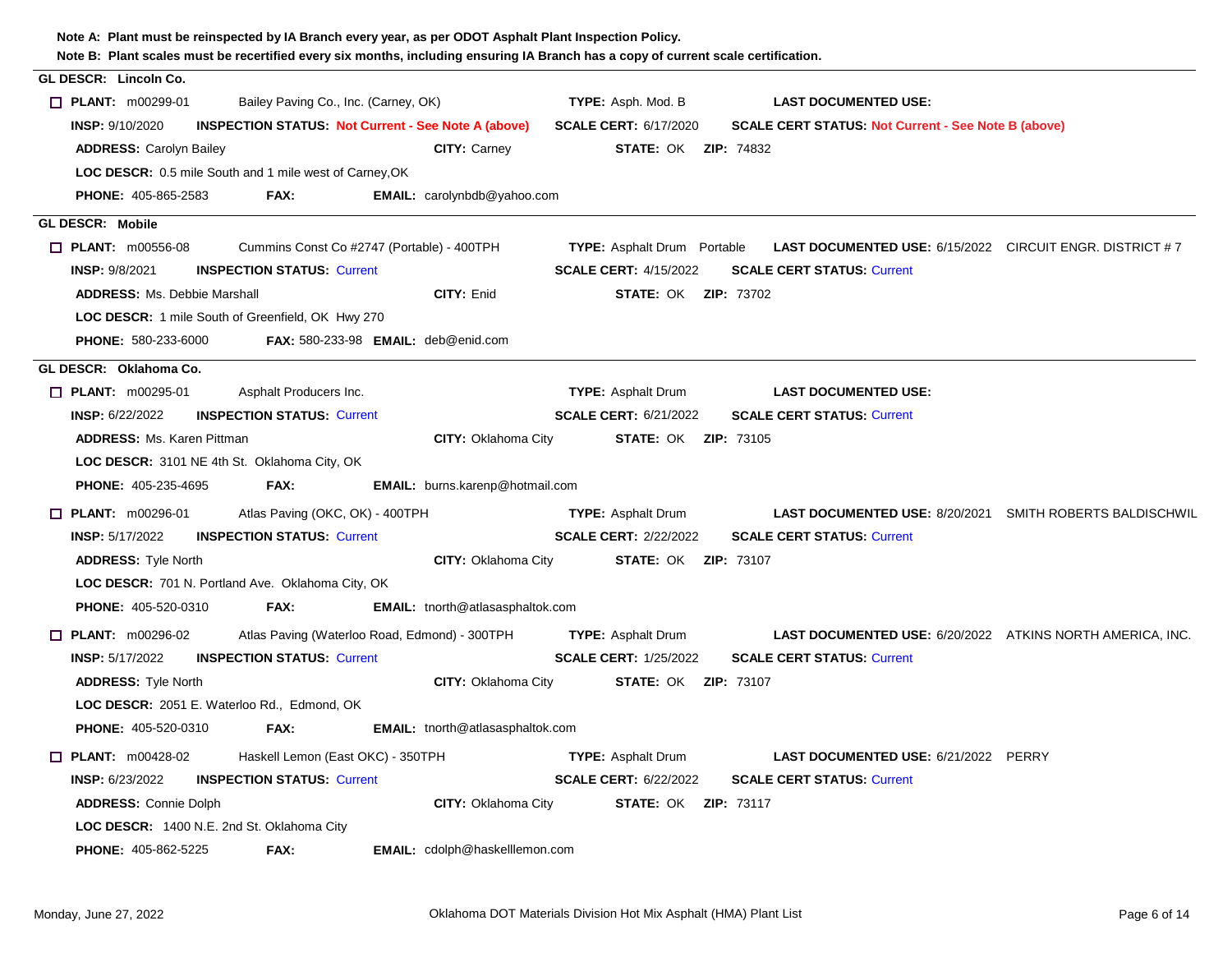**Note A: Plant must be reinspected by IA Branch every year, as per ODOT Asphalt Plant Inspection Policy.**

**Note B: Plant scales must be recertified every six months, including ensuring IA Branch has a copy of current scale certification.**

---

**GL DESCR: Lincoln Co.**

☐ **PLANT:** m00299-01 Bailey Paving Co., Inc. (Carney, OK) **TYPE:** Asph. Mod. B **LAST DOCUMENTED USE:**

**INSP:** 9/10/2020 **INSPECTION STATUS:** Not Current - See Note A (above) **SCALE CERT:** 6/17/2020 **SCALE CERT STATUS:** Not Current - See Note B (above)

**ADDRESS:** Carolyn Bailey **CITY:** Carney **STATE:** OK **ZIP:** 74832

**LOC DESCR:** 0.5 mile South and 1 mile west of Carney,OK

**PHONE:** 405-865-2583 **FAX:** **EMAIL:** carolynbdb@yahoo.com

---

**GL DESCR: Mobile**

☐ **PLANT:** m00556-08 Cummins Const Co #2747 (Portable) - 400TPH **TYPE:** Asphalt Drum Portable **LAST DOCUMENTED USE:** 6/15/2022 CIRCUIT ENGR. DISTRICT # 7

**INSP:** 9/8/2021 **INSPECTION STATUS:** Current **SCALE CERT:** 4/15/2022 **SCALE CERT STATUS:** Current

**ADDRESS:** Ms. Debbie Marshall **CITY:** Enid **STATE:** OK **ZIP:** 73702

**LOC DESCR:** 1 mile South of Greenfield, OK Hwy 270

**PHONE:** 580-233-6000 **FAX:** 580-233-98 **EMAIL:** deb@enid.com

---

**GL DESCR: Oklahoma Co.**

☐ **PLANT:** m00295-01 Asphalt Producers Inc. **TYPE:** Asphalt Drum **LAST DOCUMENTED USE:**

**INSP:** 6/22/2022 **INSPECTION STATUS:** Current **SCALE CERT:** 6/21/2022 **SCALE CERT STATUS:** Current

**ADDRESS:** Ms. Karen Pittman **CITY:** Oklahoma City **STATE:** OK **ZIP:** 73105

**LOC DESCR:** 3101 NE 4th St. Oklahoma City, OK

**PHONE:** 405-235-4695 **FAX:** **EMAIL:** burns.karenp@hotmail.com

☐ **PLANT:** m00296-01 Atlas Paving (OKC, OK) - 400TPH **TYPE:** Asphalt Drum **LAST DOCUMENTED USE:** 8/20/2021 SMITH ROBERTS BALDISCHWIL

**INSP:** 5/17/2022 **INSPECTION STATUS:** Current **SCALE CERT:** 2/22/2022 **SCALE CERT STATUS:** Current

**ADDRESS:** Tyle North **CITY:** Oklahoma City **STATE:** OK **ZIP:** 73107

**LOC DESCR:** 701 N. Portland Ave. Oklahoma City, OK

**PHONE:** 405-520-0310 **FAX:** **EMAIL:** tnorth@atlasasphaltok.com

☐ **PLANT:** m00296-02 Atlas Paving (Waterloo Road, Edmond) - 300TPH **TYPE:** Asphalt Drum **LAST DOCUMENTED USE:** 6/20/2022 ATKINS NORTH AMERICA, INC.

**INSP:** 5/17/2022 **INSPECTION STATUS:** Current **SCALE CERT:** 1/25/2022 **SCALE CERT STATUS:** Current

**ADDRESS:** Tyle North **CITY:** Oklahoma City **STATE:** OK **ZIP:** 73107

**LOC DESCR:** 2051 E. Waterloo Rd., Edmond, OK

**PHONE:** 405-520-0310 **FAX:** **EMAIL:** tnorth@atlasasphaltok.com

☐ **PLANT:** m00428-02 Haskell Lemon (East OKC) - 350TPH **TYPE:** Asphalt Drum **LAST DOCUMENTED USE:** 6/21/2022 PERRY

**INSP:** 6/23/2022 **INSPECTION STATUS:** Current **SCALE CERT:** 6/22/2022 **SCALE CERT STATUS:** Current

**ADDRESS:** Connie Dolph **CITY:** Oklahoma City **STATE:** OK **ZIP:** 73117

**LOC DESCR:** 1400 N.E. 2nd St. Oklahoma City

**PHONE:** 405-862-5225 **FAX:** **EMAIL:** cdolph@haskelllemon.com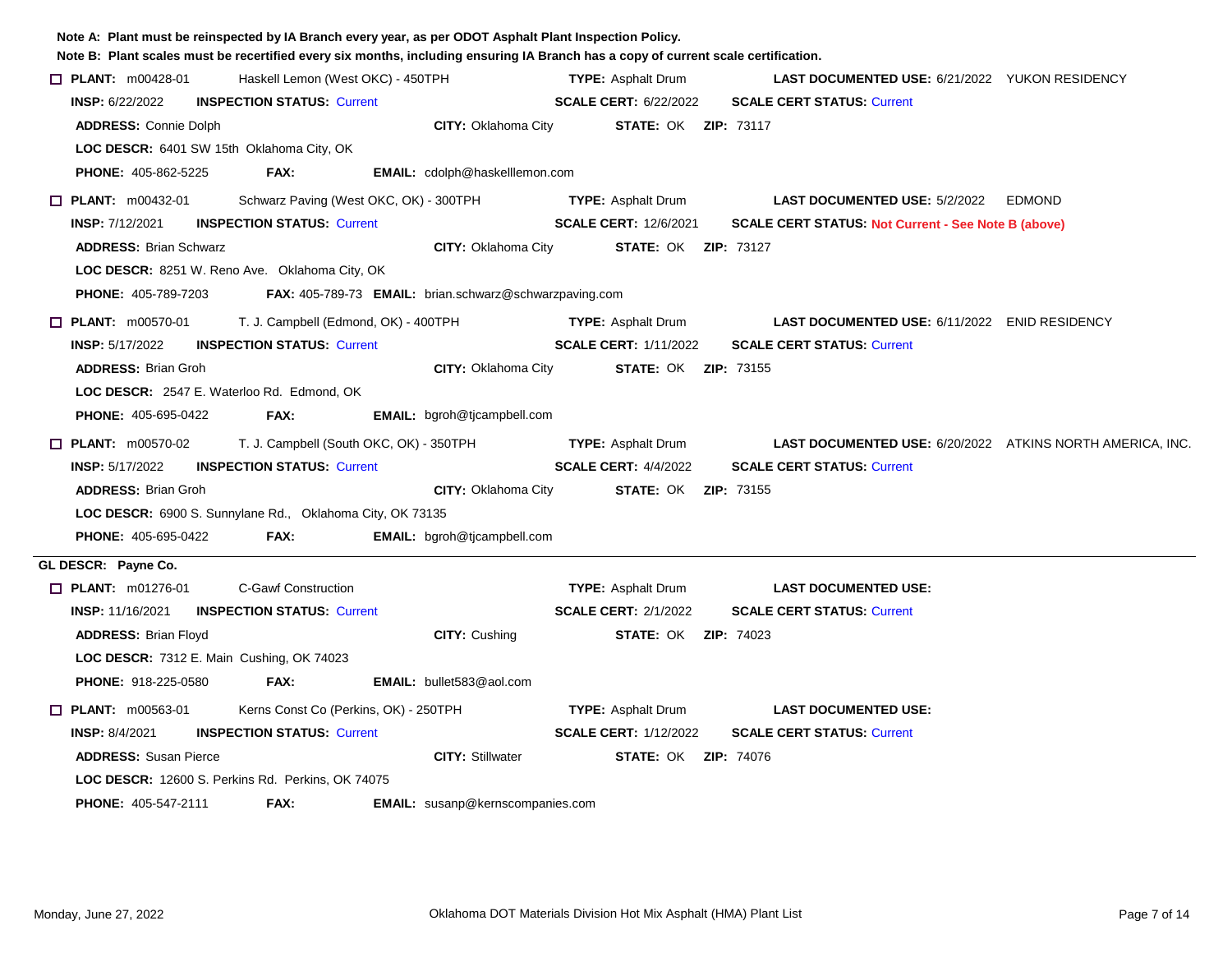**Note A: Plant must be reinspected by IA Branch every year, as per ODOT Asphalt Plant Inspection Policy.**

**Note B: Plant scales must be recertified every six months, including ensuring IA Branch has a copy of current scale certification.**

☐ **PLANT:** m00428-01 Haskell Lemon (West OKC) - 450TPH **TYPE:** Asphalt Drum **LAST DOCUMENTED USE:** 6/21/2022 YUKON RESIDENCY

**INSP:** 6/22/2022 **INSPECTION STATUS:** Current **SCALE CERT:** 6/22/2022 **SCALE CERT STATUS:** Current

**ADDRESS:** Connie Dolph **CITY:** Oklahoma City **STATE:** OK **ZIP:** 73117

**LOC DESCR:** 6401 SW 15th Oklahoma City, OK

**PHONE:** 405-862-5225 **FAX:** **EMAIL:** cdolph@haskelllemon.com

☐ **PLANT:** m00432-01 Schwarz Paving (West OKC, OK) - 300TPH **TYPE:** Asphalt Drum **LAST DOCUMENTED USE:** 5/2/2022 EDMOND

**INSP:** 7/12/2021 **INSPECTION STATUS:** Current **SCALE CERT:** 12/6/2021 **SCALE CERT STATUS:** **Not Current - See Note B (above)**

**ADDRESS:** Brian Schwarz **CITY:** Oklahoma City **STATE:** OK **ZIP:** 73127

**LOC DESCR:** 8251 W. Reno Ave. Oklahoma City, OK

**PHONE:** 405-789-7203 **FAX:** 405-789-73 **EMAIL:** brian.schwarz@schwarzpaving.com

☐ **PLANT:** m00570-01 T. J. Campbell (Edmond, OK) - 400TPH **TYPE:** Asphalt Drum **LAST DOCUMENTED USE:** 6/11/2022 ENID RESIDENCY

**INSP:** 5/17/2022 **INSPECTION STATUS:** Current **SCALE CERT:** 1/11/2022 **SCALE CERT STATUS:** Current

**ADDRESS:** Brian Groh **CITY:** Oklahoma City **STATE:** OK **ZIP:** 73155

**LOC DESCR:** 2547 E. Waterloo Rd. Edmond, OK

**PHONE:** 405-695-0422 **FAX:** **EMAIL:** bgroh@tjcampbell.com

☐ **PLANT:** m00570-02 T. J. Campbell (South OKC, OK) - 350TPH **TYPE:** Asphalt Drum **LAST DOCUMENTED USE:** 6/20/2022 ATKINS NORTH AMERICA, INC.

**INSP:** 5/17/2022 **INSPECTION STATUS:** Current **SCALE CERT:** 4/4/2022 **SCALE CERT STATUS:** Current

**ADDRESS:** Brian Groh **CITY:** Oklahoma City **STATE:** OK **ZIP:** 73155

**LOC DESCR:** 6900 S. Sunnylane Rd., Oklahoma City, OK 73135

**PHONE:** 405-695-0422 **FAX:** **EMAIL:** bgroh@tjcampbell.com

---

**GL DESCR: Payne Co.**

☐ **PLANT:** m01276-01 C-Gawf Construction **TYPE:** Asphalt Drum **LAST DOCUMENTED USE:**

**INSP:** 11/16/2021 **INSPECTION STATUS:** Current **SCALE CERT:** 2/1/2022 **SCALE CERT STATUS:** Current

**ADDRESS:** Brian Floyd **CITY:** Cushing **STATE:** OK **ZIP:** 74023

**LOC DESCR:** 7312 E. Main Cushing, OK 74023

**PHONE:** 918-225-0580 **FAX:** **EMAIL:** bullet583@aol.com

☐ **PLANT:** m00563-01 Kerns Const Co (Perkins, OK) - 250TPH **TYPE:** Asphalt Drum **LAST DOCUMENTED USE:**

**INSP:** 8/4/2021 **INSPECTION STATUS:** Current **SCALE CERT:** 1/12/2022 **SCALE CERT STATUS:** Current

**ADDRESS:** Susan Pierce **CITY:** Stillwater **STATE:** OK **ZIP:** 74076

**LOC DESCR:** 12600 S. Perkins Rd. Perkins, OK 74075

**PHONE:** 405-547-2111 **FAX:** **EMAIL:** susanp@kernscompanies.com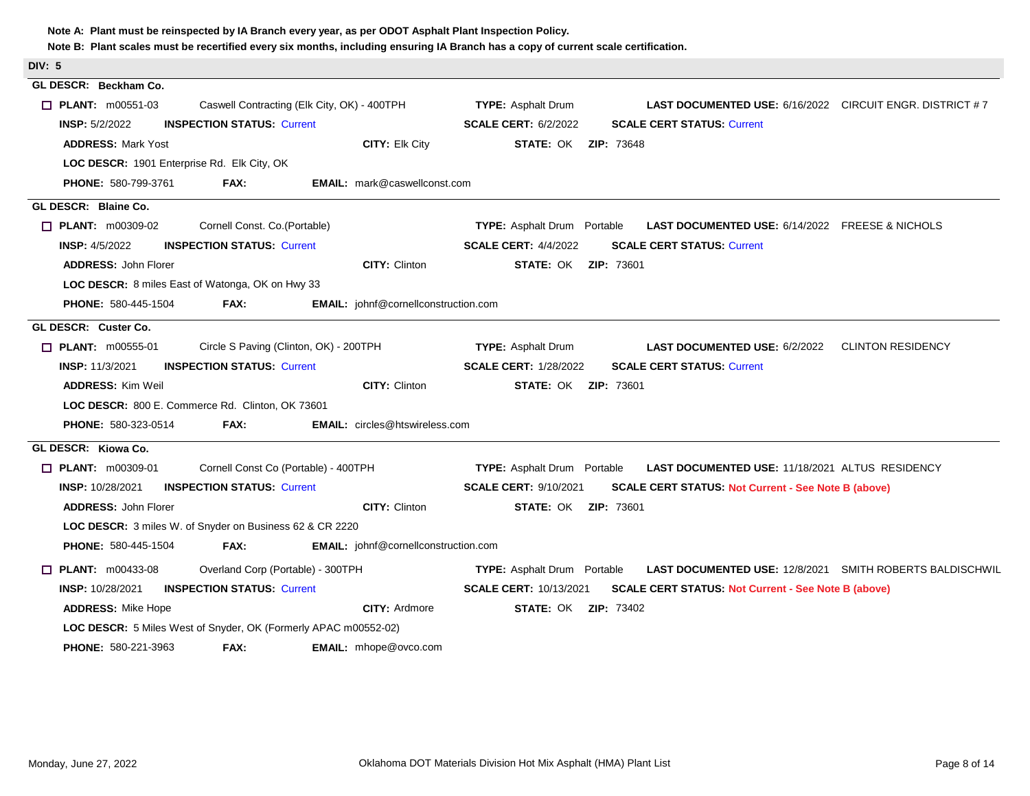**Note A: Plant must be reinspected by IA Branch every year, as per ODOT Asphalt Plant Inspection Policy.**

**Note B: Plant scales must be recertified every six months, including ensuring IA Branch has a copy of current scale certification.**

## DIV: 5

### GL DESCR: Beckham Co.

- **PLANT:** m00551-03 Caswell Contracting (Elk City, OK) - 400TPH **TYPE:** Asphalt Drum **LAST DOCUMENTED USE:** 6/16/2022 CIRCUIT ENGR. DISTRICT # 7
  - **INSP:** 5/2/2022 **INSPECTION STATUS:** Current **SCALE CERT:** 6/2/2022 **SCALE CERT STATUS:** Current
  - **ADDRESS:** Mark Yost **CITY:** Elk City **STATE:** OK **ZIP:** 73648
  - **LOC DESCR:** 1901 Enterprise Rd. Elk City, OK
  - **PHONE:** 580-799-3761 **FAX:** **EMAIL:** mark@caswellconst.com

### GL DESCR: Blaine Co.

- **PLANT:** m00309-02 Cornell Const. Co.(Portable) **TYPE:** Asphalt Drum Portable **LAST DOCUMENTED USE:** 6/14/2022 FREESE & NICHOLS
  - **INSP:** 4/5/2022 **INSPECTION STATUS:** Current **SCALE CERT:** 4/4/2022 **SCALE CERT STATUS:** Current
  - **ADDRESS:** John Florer **CITY:** Clinton **STATE:** OK **ZIP:** 73601
  - **LOC DESCR:** 8 miles East of Watonga, OK on Hwy 33
  - **PHONE:** 580-445-1504 **FAX:** **EMAIL:** johnf@cornellconstruction.com

### GL DESCR: Custer Co.

- **PLANT:** m00555-01 Circle S Paving (Clinton, OK) - 200TPH **TYPE:** Asphalt Drum **LAST DOCUMENTED USE:** 6/2/2022 CLINTON RESIDENCY
  - **INSP:** 11/3/2021 **INSPECTION STATUS:** Current **SCALE CERT:** 1/28/2022 **SCALE CERT STATUS:** Current
  - **ADDRESS:** Kim Weil **CITY:** Clinton **STATE:** OK **ZIP:** 73601
  - **LOC DESCR:** 800 E. Commerce Rd. Clinton, OK 73601
  - **PHONE:** 580-323-0514 **FAX:** **EMAIL:** circles@htswireless.com

### GL DESCR: Kiowa Co.

- **PLANT:** m00309-01 Cornell Const Co (Portable) - 400TPH **TYPE:** Asphalt Drum Portable **LAST DOCUMENTED USE:** 11/18/2021 ALTUS RESIDENCY
  - **INSP:** 10/28/2021 **INSPECTION STATUS:** Current **SCALE CERT:** 9/10/2021 **SCALE CERT STATUS:** **Not Current - See Note B (above)**
  - **ADDRESS:** John Florer **CITY:** Clinton **STATE:** OK **ZIP:** 73601
  - **LOC DESCR:** 3 miles W. of Snyder on Business 62 & CR 2220
  - **PHONE:** 580-445-1504 **FAX:** **EMAIL:** johnf@cornellconstruction.com

- **PLANT:** m00433-08 Overland Corp (Portable) - 300TPH **TYPE:** Asphalt Drum Portable **LAST DOCUMENTED USE:** 12/8/2021 SMITH ROBERTS BALDISCHWIL
  - **INSP:** 10/28/2021 **INSPECTION STATUS:** Current **SCALE CERT:** 10/13/2021 **SCALE CERT STATUS:** **Not Current - See Note B (above)**
  - **ADDRESS:** Mike Hope **CITY:** Ardmore **STATE:** OK **ZIP:** 73402
  - **LOC DESCR:** 5 Miles West of Snyder, OK (Formerly APAC m00552-02)
  - **PHONE:** 580-221-3963 **FAX:** **EMAIL:** mhope@ovco.com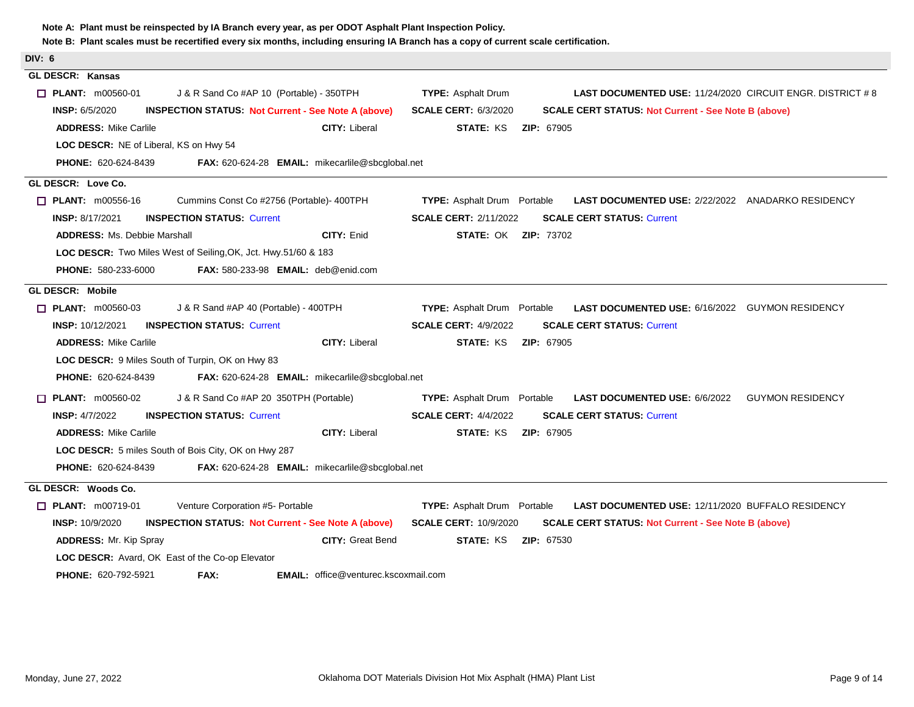**Note A: Plant must be reinspected by IA Branch every year, as per ODOT Asphalt Plant Inspection Policy.**

**Note B: Plant scales must be recertified every six months, including ensuring IA Branch has a copy of current scale certification.**

## DIV: 6

### GL DESCR: Kansas

☐ **PLANT:** m00560-01 J & R Sand Co #AP 10 (Portable) - 350TPH **TYPE:** Asphalt Drum **LAST DOCUMENTED USE:** 11/24/2020 CIRCUIT ENGR. DISTRICT # 8

**INSP:** 6/5/2020 **INSPECTION STATUS:** **Not Current - See Note A (above)** **SCALE CERT:** 6/3/2020 **SCALE CERT STATUS:** **Not Current - See Note B (above)**

**ADDRESS:** Mike Carlile **CITY:** Liberal **STATE:** KS **ZIP:** 67905

**LOC DESCR:** NE of Liberal, KS on Hwy 54

**PHONE:** 620-624-8439 **FAX:** 620-624-28 **EMAIL:** mikecarlile@sbcglobal.net

### GL DESCR: Love Co.

☐ **PLANT:** m00556-16 Cummins Const Co #2756 (Portable)- 400TPH **TYPE:** Asphalt Drum Portable **LAST DOCUMENTED USE:** 2/22/2022 ANADARKO RESIDENCY

**INSP:** 8/17/2021 **INSPECTION STATUS:** Current **SCALE CERT:** 2/11/2022 **SCALE CERT STATUS:** Current

**ADDRESS:** Ms. Debbie Marshall **CITY:** Enid **STATE:** OK **ZIP:** 73702

**LOC DESCR:** Two Miles West of Seiling,OK, Jct. Hwy.51/60 & 183

**PHONE:** 580-233-6000 **FAX:** 580-233-98 **EMAIL:** deb@enid.com

### GL DESCR: Mobile

☐ **PLANT:** m00560-03 J & R Sand #AP 40 (Portable) - 400TPH **TYPE:** Asphalt Drum Portable **LAST DOCUMENTED USE:** 6/16/2022 GUYMON RESIDENCY

**INSP:** 10/12/2021 **INSPECTION STATUS:** Current **SCALE CERT:** 4/9/2022 **SCALE CERT STATUS:** Current

**ADDRESS:** Mike Carlile **CITY:** Liberal **STATE:** KS **ZIP:** 67905

**LOC DESCR:** 9 Miles South of Turpin, OK on Hwy 83

**PHONE:** 620-624-8439 **FAX:** 620-624-28 **EMAIL:** mikecarlile@sbcglobal.net

☐ **PLANT:** m00560-02 J & R Sand Co #AP 20 350TPH (Portable) **TYPE:** Asphalt Drum Portable **LAST DOCUMENTED USE:** 6/6/2022 GUYMON RESIDENCY

**INSP:** 4/7/2022 **INSPECTION STATUS:** Current **SCALE CERT:** 4/4/2022 **SCALE CERT STATUS:** Current

**ADDRESS:** Mike Carlile **CITY:** Liberal **STATE:** KS **ZIP:** 67905

**LOC DESCR:** 5 miles South of Bois City, OK on Hwy 287

**PHONE:** 620-624-8439 **FAX:** 620-624-28 **EMAIL:** mikecarlile@sbcglobal.net

### GL DESCR: Woods Co.

☐ **PLANT:** m00719-01 Venture Corporation #5- Portable **TYPE:** Asphalt Drum Portable **LAST DOCUMENTED USE:** 12/11/2020 BUFFALO RESIDENCY

**INSP:** 10/9/2020 **INSPECTION STATUS:** **Not Current - See Note A (above)** **SCALE CERT:** 10/9/2020 **SCALE CERT STATUS:** **Not Current - See Note B (above)**

**ADDRESS:** Mr. Kip Spray **CITY:** Great Bend **STATE:** KS **ZIP:** 67530

**LOC DESCR:** Avard, OK East of the Co-op Elevator

**PHONE:** 620-792-5921 **FAX:** **EMAIL:** office@venturec.kscoxmail.com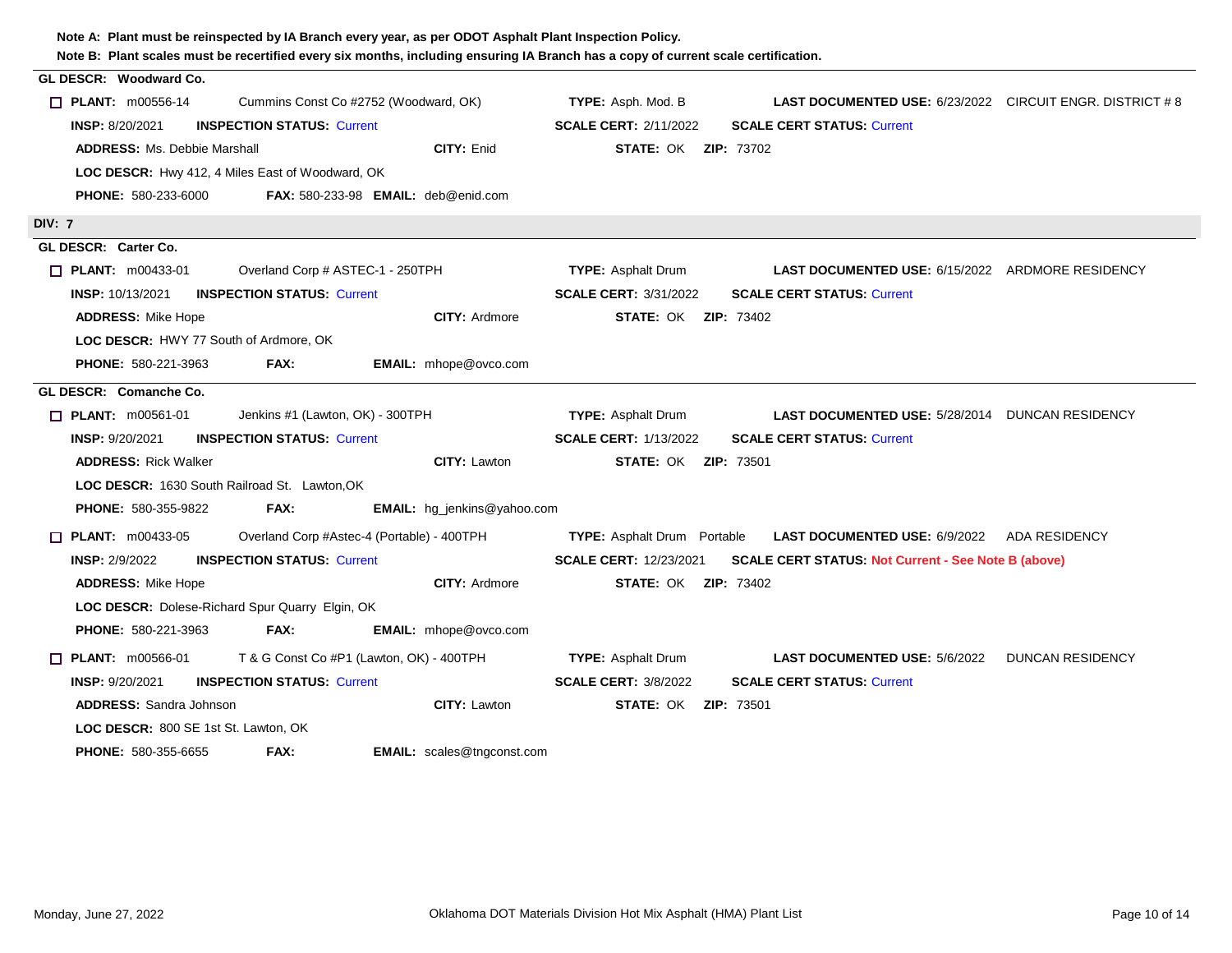**Note A: Plant must be reinspected by IA Branch every year, as per ODOT Asphalt Plant Inspection Policy.**

**Note B: Plant scales must be recertified every six months, including ensuring IA Branch has a copy of current scale certification.**

**GL DESCR: Woodward Co.**

☐ **PLANT:** m00556-14 Cummins Const Co #2752 (Woodward, OK) **TYPE:** Asph. Mod. B **LAST DOCUMENTED USE:** 6/23/2022 CIRCUIT ENGR. DISTRICT # 8

**INSP:** 8/20/2021 **INSPECTION STATUS:** Current **SCALE CERT:** 2/11/2022 **SCALE CERT STATUS:** Current

**ADDRESS:** Ms. Debbie Marshall **CITY:** Enid **STATE:** OK **ZIP:** 73702

**LOC DESCR:** Hwy 412, 4 Miles East of Woodward, OK

**PHONE:** 580-233-6000 **FAX:** 580-233-98 **EMAIL:** deb@enid.com

## DIV: 7

**GL DESCR: Carter Co.**

☐ **PLANT:** m00433-01 Overland Corp # ASTEC-1 - 250TPH **TYPE:** Asphalt Drum **LAST DOCUMENTED USE:** 6/15/2022 ARDMORE RESIDENCY

**INSP:** 10/13/2021 **INSPECTION STATUS:** Current **SCALE CERT:** 3/31/2022 **SCALE CERT STATUS:** Current

**ADDRESS:** Mike Hope **CITY:** Ardmore **STATE:** OK **ZIP:** 73402

**LOC DESCR:** HWY 77 South of Ardmore, OK

**PHONE:** 580-221-3963 **FAX:** **EMAIL:** mhope@ovco.com

**GL DESCR: Comanche Co.**

☐ **PLANT:** m00561-01 Jenkins #1 (Lawton, OK) - 300TPH **TYPE:** Asphalt Drum **LAST DOCUMENTED USE:** 5/28/2014 DUNCAN RESIDENCY

**INSP:** 9/20/2021 **INSPECTION STATUS:** Current **SCALE CERT:** 1/13/2022 **SCALE CERT STATUS:** Current

**ADDRESS:** Rick Walker **CITY:** Lawton **STATE:** OK **ZIP:** 73501

**LOC DESCR:** 1630 South Railroad St. Lawton,OK

**PHONE:** 580-355-9822 **FAX:** **EMAIL:** hg_jenkins@yahoo.com

☐ **PLANT:** m00433-05 Overland Corp #Astec-4 (Portable) - 400TPH **TYPE:** Asphalt Drum Portable **LAST DOCUMENTED USE:** 6/9/2022 ADA RESIDENCY

**INSP:** 2/9/2022 **INSPECTION STATUS:** Current **SCALE CERT:** 12/23/2021 **SCALE CERT STATUS: Not Current - See Note B (above)**

**ADDRESS:** Mike Hope **CITY:** Ardmore **STATE:** OK **ZIP:** 73402

**LOC DESCR:** Dolese-Richard Spur Quarry Elgin, OK

**PHONE:** 580-221-3963 **FAX:** **EMAIL:** mhope@ovco.com

☐ **PLANT:** m00566-01 T & G Const Co #P1 (Lawton, OK) - 400TPH **TYPE:** Asphalt Drum **LAST DOCUMENTED USE:** 5/6/2022 DUNCAN RESIDENCY

**INSP:** 9/20/2021 **INSPECTION STATUS:** Current **SCALE CERT:** 3/8/2022 **SCALE CERT STATUS:** Current

**ADDRESS:** Sandra Johnson **CITY:** Lawton **STATE:** OK **ZIP:** 73501

**LOC DESCR:** 800 SE 1st St. Lawton, OK

**PHONE:** 580-355-6655 **FAX:** **EMAIL:** scales@tngconst.com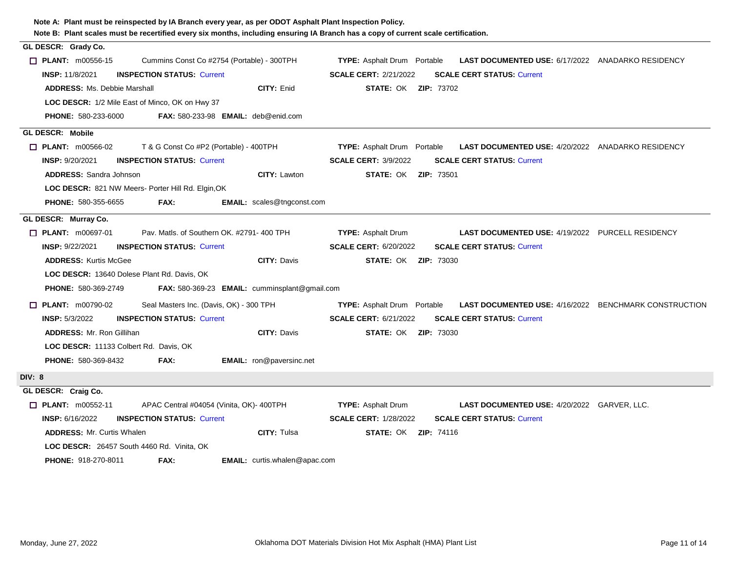**Note A: Plant must be reinspected by IA Branch every year, as per ODOT Asphalt Plant Inspection Policy.**

**Note B: Plant scales must be recertified every six months, including ensuring IA Branch has a copy of current scale certification.**

---

**GL DESCR: Grady Co.**

☐ **PLANT:** m00556-15 Cummins Const Co #2754 (Portable) - 300TPH **TYPE:** Asphalt Drum Portable **LAST DOCUMENTED USE:** 6/17/2022 ANADARKO RESIDENCY

**INSP:** 11/8/2021 **INSPECTION STATUS:** Current **SCALE CERT:** 2/21/2022 **SCALE CERT STATUS:** Current

**ADDRESS:** Ms. Debbie Marshall **CITY:** Enid **STATE:** OK **ZIP:** 73702

**LOC DESCR:** 1/2 Mile East of Minco, OK on Hwy 37

**PHONE:** 580-233-6000 **FAX:** 580-233-98 **EMAIL:** deb@enid.com

---

**GL DESCR: Mobile**

☐ **PLANT:** m00566-02 T & G Const Co #P2 (Portable) - 400TPH **TYPE:** Asphalt Drum Portable **LAST DOCUMENTED USE:** 4/20/2022 ANADARKO RESIDENCY

**INSP:** 9/20/2021 **INSPECTION STATUS:** Current **SCALE CERT:** 3/9/2022 **SCALE CERT STATUS:** Current

**ADDRESS:** Sandra Johnson **CITY:** Lawton **STATE:** OK **ZIP:** 73501

**LOC DESCR:** 821 NW Meers- Porter Hill Rd. Elgin,OK

**PHONE:** 580-355-6655 **FAX:** **EMAIL:** scales@tngconst.com

---

**GL DESCR: Murray Co.**

☐ **PLANT:** m00697-01 Pav. Matls. of Southern OK. #2791- 400 TPH **TYPE:** Asphalt Drum **LAST DOCUMENTED USE:** 4/19/2022 PURCELL RESIDENCY

**INSP:** 9/22/2021 **INSPECTION STATUS:** Current **SCALE CERT:** 6/20/2022 **SCALE CERT STATUS:** Current

**ADDRESS:** Kurtis McGee **CITY:** Davis **STATE:** OK **ZIP:** 73030

**LOC DESCR:** 13640 Dolese Plant Rd. Davis, OK

**PHONE:** 580-369-2749 **FAX:** 580-369-23 **EMAIL:** cumminsplant@gmail.com

☐ **PLANT:** m00790-02 Seal Masters Inc. (Davis, OK) - 300 TPH **TYPE:** Asphalt Drum Portable **LAST DOCUMENTED USE:** 4/16/2022 BENCHMARK CONSTRUCTION

**INSP:** 5/3/2022 **INSPECTION STATUS:** Current **SCALE CERT:** 6/21/2022 **SCALE CERT STATUS:** Current

**ADDRESS:** Mr. Ron Gillihan **CITY:** Davis **STATE:** OK **ZIP:** 73030

**LOC DESCR:** 11133 Colbert Rd. Davis, OK

**PHONE:** 580-369-8432 **FAX:** **EMAIL:** ron@paversinc.net

---

## DIV: 8

**GL DESCR: Craig Co.**

☐ **PLANT:** m00552-11 APAC Central #04054 (Vinita, OK)- 400TPH **TYPE:** Asphalt Drum **LAST DOCUMENTED USE:** 4/20/2022 GARVER, LLC.

**INSP:** 6/16/2022 **INSPECTION STATUS:** Current **SCALE CERT:** 1/28/2022 **SCALE CERT STATUS:** Current

**ADDRESS:** Mr. Curtis Whalen **CITY:** Tulsa **STATE:** OK **ZIP:** 74116

**LOC DESCR:** 26457 South 4460 Rd. Vinita, OK

**PHONE:** 918-270-8011 **FAX:** **EMAIL:** curtis.whalen@apac.com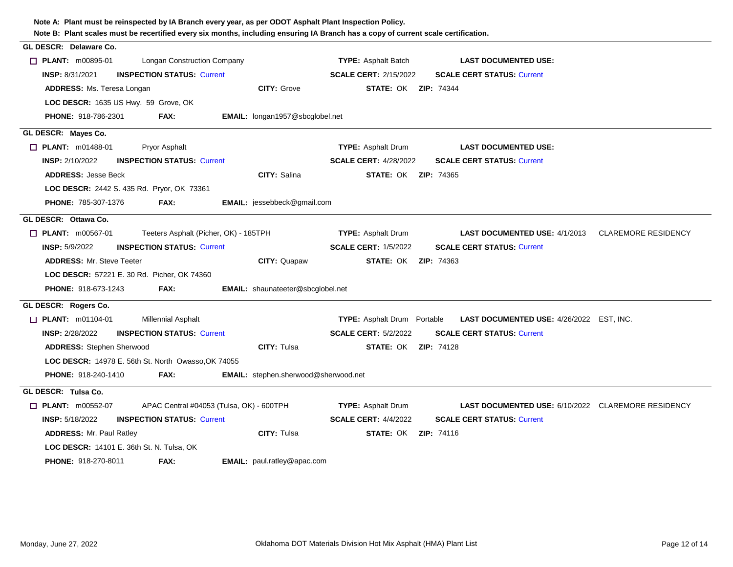**Note A: Plant must be reinspected by IA Branch every year, as per ODOT Asphalt Plant Inspection Policy.**

**Note B: Plant scales must be recertified every six months, including ensuring IA Branch has a copy of current scale certification.**

---

**GL DESCR: Delaware Co.**

☐ **PLANT:** m00895-01 Longan Construction Company **TYPE:** Asphalt Batch **LAST DOCUMENTED USE:**

**INSP:** 8/31/2021 **INSPECTION STATUS:** Current **SCALE CERT:** 2/15/2022 **SCALE CERT STATUS:** Current

**ADDRESS:** Ms. Teresa Longan **CITY:** Grove **STATE:** OK **ZIP:** 74344

**LOC DESCR:** 1635 US Hwy. 59 Grove, OK

**PHONE:** 918-786-2301 **FAX:** **EMAIL:** longan1957@sbcglobel.net

---

**GL DESCR: Mayes Co.**

☐ **PLANT:** m01488-01 Pryor Asphalt **TYPE:** Asphalt Drum **LAST DOCUMENTED USE:**

**INSP:** 2/10/2022 **INSPECTION STATUS:** Current **SCALE CERT:** 4/28/2022 **SCALE CERT STATUS:** Current

**ADDRESS:** Jesse Beck **CITY:** Salina **STATE:** OK **ZIP:** 74365

**LOC DESCR:** 2442 S. 435 Rd. Pryor, OK 73361

**PHONE:** 785-307-1376 **FAX:** **EMAIL:** jessebbeck@gmail.com

---

**GL DESCR: Ottawa Co.**

☐ **PLANT:** m00567-01 Teeters Asphalt (Picher, OK) - 185TPH **TYPE:** Asphalt Drum **LAST DOCUMENTED USE:** 4/1/2013 CLAREMORE RESIDENCY

**INSP:** 5/9/2022 **INSPECTION STATUS:** Current **SCALE CERT:** 1/5/2022 **SCALE CERT STATUS:** Current

**ADDRESS:** Mr. Steve Teeter **CITY:** Quapaw **STATE:** OK **ZIP:** 74363

**LOC DESCR:** 57221 E. 30 Rd. Picher, OK 74360

**PHONE:** 918-673-1243 **FAX:** **EMAIL:** shaunateeter@sbcglobel.net

---

**GL DESCR: Rogers Co.**

☐ **PLANT:** m01104-01 Millennial Asphalt **TYPE:** Asphalt Drum Portable **LAST DOCUMENTED USE:** 4/26/2022 EST, INC.

**INSP:** 2/28/2022 **INSPECTION STATUS:** Current **SCALE CERT:** 5/2/2022 **SCALE CERT STATUS:** Current

**ADDRESS:** Stephen Sherwood **CITY:** Tulsa **STATE:** OK **ZIP:** 74128

**LOC DESCR:** 14978 E. 56th St. North Owasso,OK 74055

**PHONE:** 918-240-1410 **FAX:** **EMAIL:** stephen.sherwood@sherwood.net

---

**GL DESCR: Tulsa Co.**

☐ **PLANT:** m00552-07 APAC Central #04053 (Tulsa, OK) - 600TPH **TYPE:** Asphalt Drum **LAST DOCUMENTED USE:** 6/10/2022 CLAREMORE RESIDENCY

**INSP:** 5/18/2022 **INSPECTION STATUS:** Current **SCALE CERT:** 4/4/2022 **SCALE CERT STATUS:** Current

**ADDRESS:** Mr. Paul Ratley **CITY:** Tulsa **STATE:** OK **ZIP:** 74116

**LOC DESCR:** 14101 E. 36th St. N. Tulsa, OK

**PHONE:** 918-270-8011 **FAX:** **EMAIL:** paul.ratley@apac.com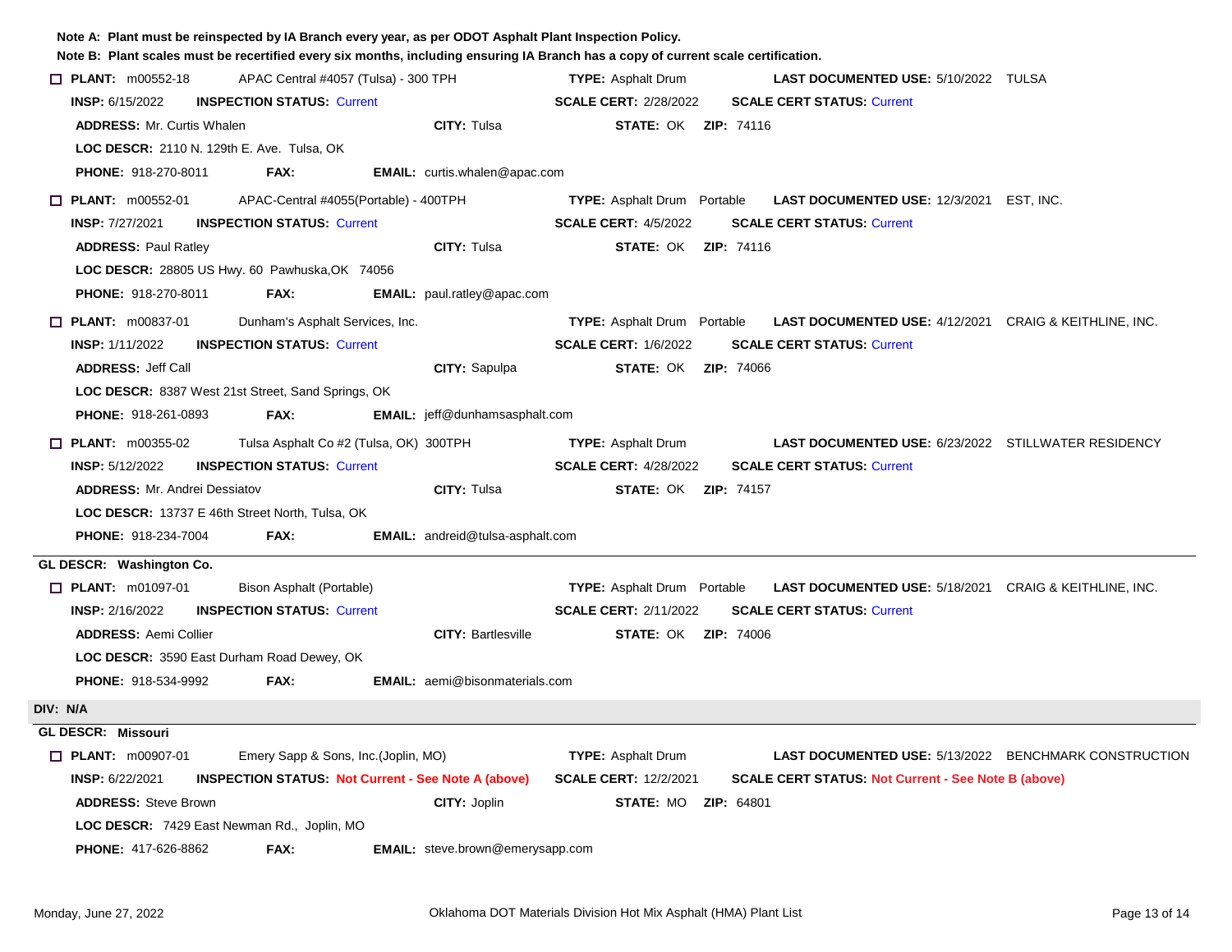**Note A: Plant must be reinspected by IA Branch every year, as per ODOT Asphalt Plant Inspection Policy.**

**Note B: Plant scales must be recertified every six months, including ensuring IA Branch has a copy of current scale certification.**

☐ **PLANT:** m00552-18 APAC Central #4057 (Tulsa) - 300 TPH **TYPE:** Asphalt Drum **LAST DOCUMENTED USE:** 5/10/2022 TULSA

**INSP:** 6/15/2022 **INSPECTION STATUS:** Current **SCALE CERT:** 2/28/2022 **SCALE CERT STATUS:** Current

**ADDRESS:** Mr. Curtis Whalen **CITY:** Tulsa **STATE:** OK **ZIP:** 74116

**LOC DESCR:** 2110 N. 129th E. Ave. Tulsa, OK

**PHONE:** 918-270-8011 **FAX:** **EMAIL:** curtis.whalen@apac.com

☐ **PLANT:** m00552-01 APAC-Central #4055(Portable) - 400TPH **TYPE:** Asphalt Drum Portable **LAST DOCUMENTED USE:** 12/3/2021 EST, INC.

**INSP:** 7/27/2021 **INSPECTION STATUS:** Current **SCALE CERT:** 4/5/2022 **SCALE CERT STATUS:** Current

**ADDRESS:** Paul Ratley **CITY:** Tulsa **STATE:** OK **ZIP:** 74116

**LOC DESCR:** 28805 US Hwy. 60 Pawhuska,OK 74056

**PHONE:** 918-270-8011 **FAX:** **EMAIL:** paul.ratley@apac.com

☐ **PLANT:** m00837-01 Dunham's Asphalt Services, Inc. **TYPE:** Asphalt Drum Portable **LAST DOCUMENTED USE:** 4/12/2021 CRAIG & KEITHLINE, INC.

**INSP:** 1/11/2022 **INSPECTION STATUS:** Current **SCALE CERT:** 1/6/2022 **SCALE CERT STATUS:** Current

**ADDRESS:** Jeff Call **CITY:** Sapulpa **STATE:** OK **ZIP:** 74066

**LOC DESCR:** 8387 West 21st Street, Sand Springs, OK

**PHONE:** 918-261-0893 **FAX:** **EMAIL:** jeff@dunhamsasphalt.com

☐ **PLANT:** m00355-02 Tulsa Asphalt Co #2 (Tulsa, OK) 300TPH **TYPE:** Asphalt Drum **LAST DOCUMENTED USE:** 6/23/2022 STILLWATER RESIDENCY

**INSP:** 5/12/2022 **INSPECTION STATUS:** Current **SCALE CERT:** 4/28/2022 **SCALE CERT STATUS:** Current

**ADDRESS:** Mr. Andrei Dessiatov **CITY:** Tulsa **STATE:** OK **ZIP:** 74157

**LOC DESCR:** 13737 E 46th Street North, Tulsa, OK

**PHONE:** 918-234-7004 **FAX:** **EMAIL:** andreid@tulsa-asphalt.com

---

**GL DESCR: Washington Co.**

☐ **PLANT:** m01097-01 Bison Asphalt (Portable) **TYPE:** Asphalt Drum Portable **LAST DOCUMENTED USE:** 5/18/2021 CRAIG & KEITHLINE, INC.

**INSP:** 2/16/2022 **INSPECTION STATUS:** Current **SCALE CERT:** 2/11/2022 **SCALE CERT STATUS:** Current

**ADDRESS:** Aemi Collier **CITY:** Bartlesville **STATE:** OK **ZIP:** 74006

**LOC DESCR:** 3590 East Durham Road Dewey, OK

**PHONE:** 918-534-9992 **FAX:** **EMAIL:** aemi@bisonmaterials.com

**DIV: N/A**

---

**GL DESCR: Missouri**

☐ **PLANT:** m00907-01 Emery Sapp & Sons, Inc.(Joplin, MO) **TYPE:** Asphalt Drum **LAST DOCUMENTED USE:** 5/13/2022 BENCHMARK CONSTRUCTION

**INSP:** 6/22/2021 **INSPECTION STATUS: Not Current - See Note A (above)** **SCALE CERT:** 12/2/2021 **SCALE CERT STATUS: Not Current - See Note B (above)**

**ADDRESS:** Steve Brown **CITY:** Joplin **STATE:** MO **ZIP:** 64801

**LOC DESCR:** 7429 East Newman Rd., Joplin, MO

**PHONE:** 417-626-8862 **FAX:** **EMAIL:** steve.brown@emerysapp.com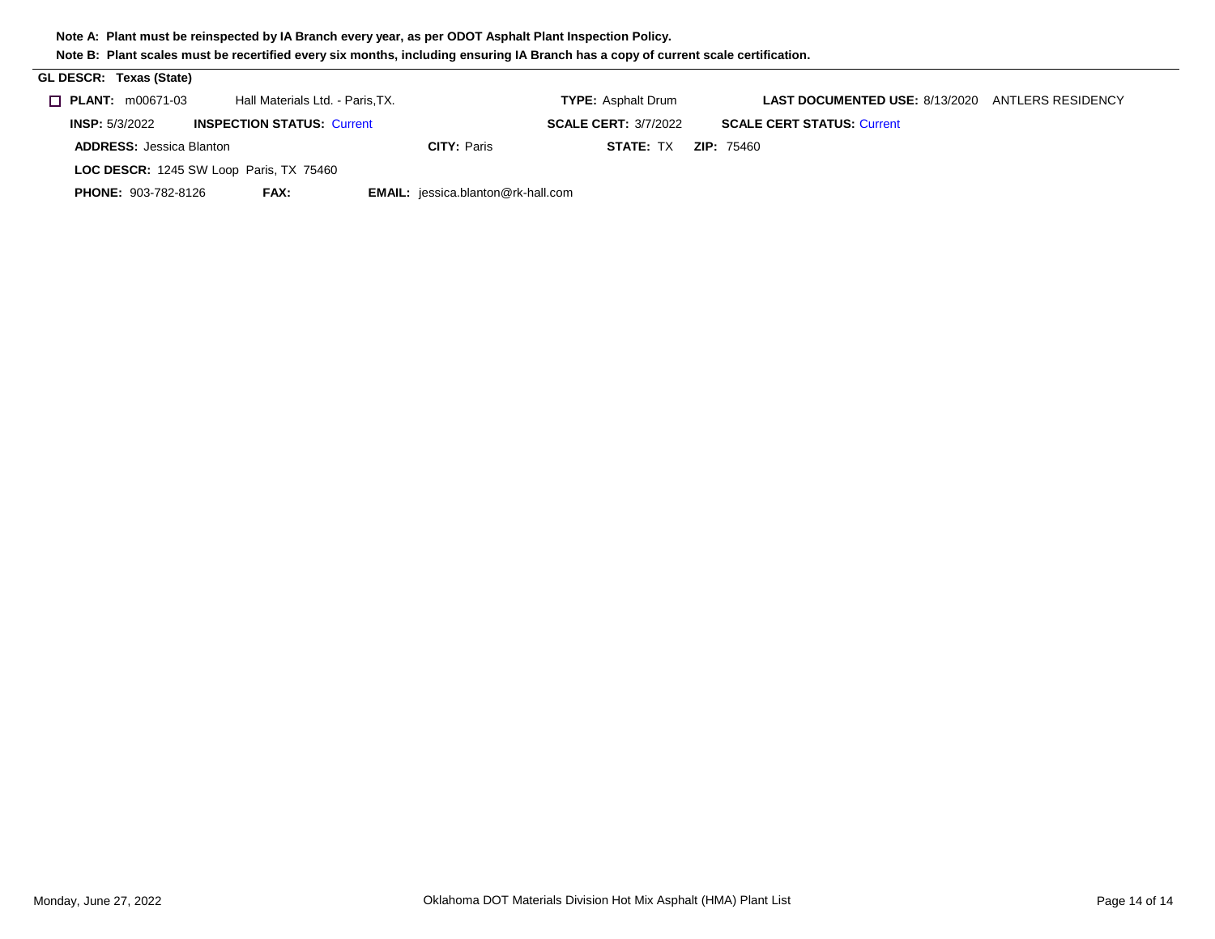**Note A: Plant must be reinspected by IA Branch every year, as per ODOT Asphalt Plant Inspection Policy.**

**Note B: Plant scales must be recertified every six months, including ensuring IA Branch has a copy of current scale certification.**

---

**GL DESCR: Texas (State)**

☐ **PLANT:** m00671-03 Hall Materials Ltd. - Paris,TX. **TYPE:** Asphalt Drum **LAST DOCUMENTED USE:** 8/13/2020 ANTLERS RESIDENCY

**INSP:** 5/3/2022 **INSPECTION STATUS:** Current **SCALE CERT:** 3/7/2022 **SCALE CERT STATUS:** Current

**ADDRESS:** Jessica Blanton **CITY:** Paris **STATE:** TX **ZIP:** 75460

**LOC DESCR:** 1245 SW Loop Paris, TX 75460

**PHONE:** 903-782-8126 **FAX:** **EMAIL:** jessica.blanton@rk-hall.com

Monday, June 27, 2022

Oklahoma DOT Materials Division Hot Mix Asphalt (HMA) Plant List